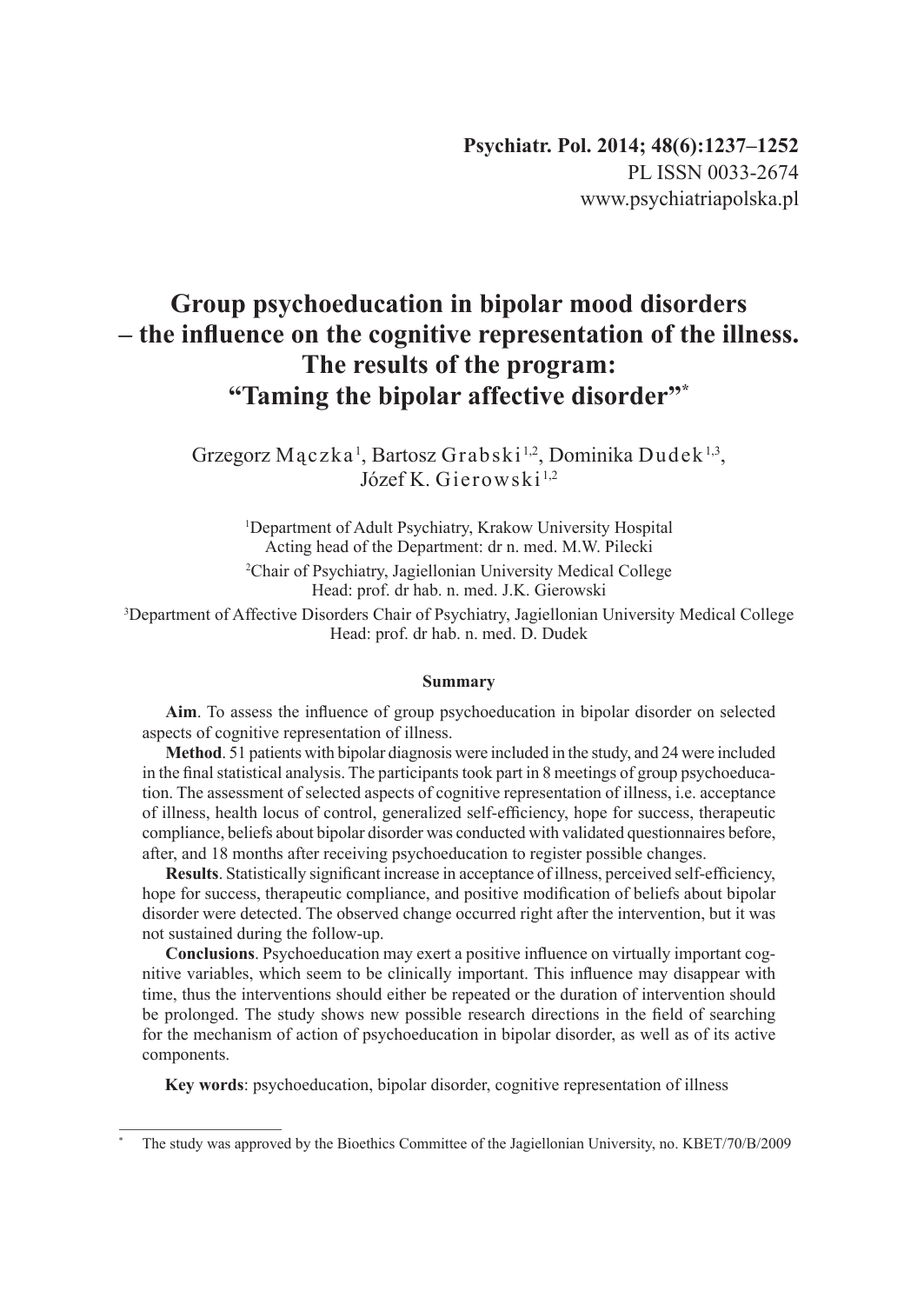# Group psychoeducation in bipolar mood disorders – the influence on the cognitive representation of the illness. The results of the program: "Taming the bipolar affective disorder"*

Grzegorz Mączka[1], Bartosz Grabski[1,2], Dominika Dudek[1,3], Józef K. Gierowski[1,2]

[1]Department of Adult Psychiatry, Krakow University Hospital
Acting head of the Department: dr n. med. M.W. Pilecki

[2]Chair of Psychiatry, Jagiellonian University Medical College
Head: prof. dr hab. n. med. J.K. Gierowski

[3]Department of Affective Disorders Chair of Psychiatry, Jagiellonian University Medical College
Head: prof. dr hab. n. med. D. Dudek

## Summary

**Aim**. To assess the influence of group psychoeducation in bipolar disorder on selected aspects of cognitive representation of illness.

**Method**. 51 patients with bipolar diagnosis were included in the study, and 24 were included in the final statistical analysis. The participants took part in 8 meetings of group psychoeducation. The assessment of selected aspects of cognitive representation of illness, i.e. acceptance of illness, health locus of control, generalized self-efficiency, hope for success, therapeutic compliance, beliefs about bipolar disorder was conducted with validated questionnaires before, after, and 18 months after receiving psychoeducation to register possible changes.

**Results**. Statistically significant increase in acceptance of illness, perceived self-efficiency, hope for success, therapeutic compliance, and positive modification of beliefs about bipolar disorder were detected. The observed change occurred right after the intervention, but it was not sustained during the follow-up.

**Conclusions**. Psychoeducation may exert a positive influence on virtually important cognitive variables, which seem to be clinically important. This influence may disappear with time, thus the interventions should either be repeated or the duration of intervention should be prolonged. The study shows new possible research directions in the field of searching for the mechanism of action of psychoeducation in bipolar disorder, as well as of its active components.

**Key words**: psychoeducation, bipolar disorder, cognitive representation of illness

---

* The study was approved by the Bioethics Committee of the Jagiellonian University, no. KBET/70/B/2009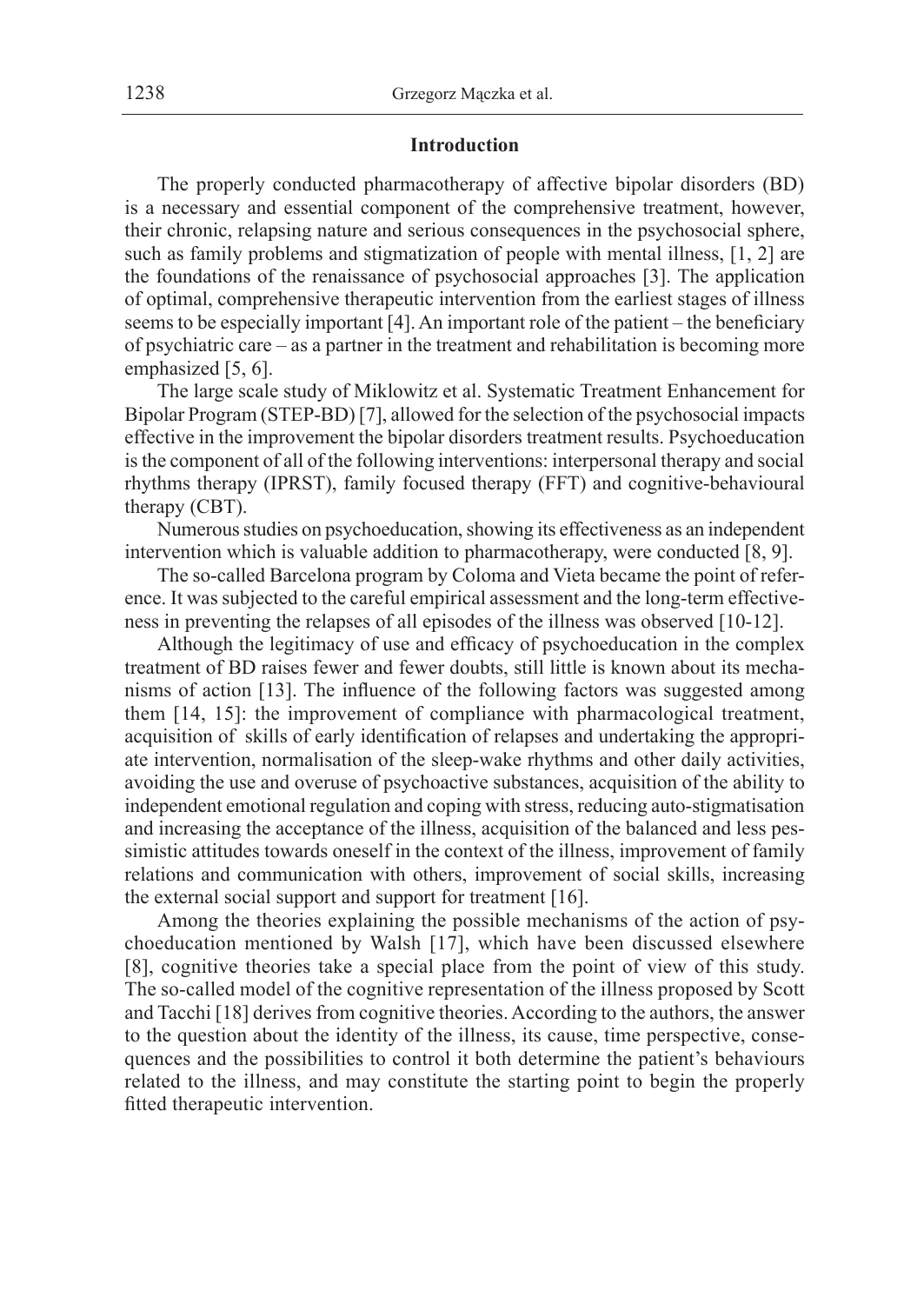## Introduction

The properly conducted pharmacotherapy of affective bipolar disorders (BD) is a necessary and essential component of the comprehensive treatment, however, their chronic, relapsing nature and serious consequences in the psychosocial sphere, such as family problems and stigmatization of people with mental illness, [1, 2] are the foundations of the renaissance of psychosocial approaches [3]. The application of optimal, comprehensive therapeutic intervention from the earliest stages of illness seems to be especially important [4]. An important role of the patient – the beneficiary of psychiatric care – as a partner in the treatment and rehabilitation is becoming more emphasized [5, 6].

The large scale study of Miklowitz et al. Systematic Treatment Enhancement for Bipolar Program (STEP-BD) [7], allowed for the selection of the psychosocial impacts effective in the improvement the bipolar disorders treatment results. Psychoeducation is the component of all of the following interventions: interpersonal therapy and social rhythms therapy (IPRST), family focused therapy (FFT) and cognitive-behavioural therapy (CBT).

Numerous studies on psychoeducation, showing its effectiveness as an independent intervention which is valuable addition to pharmacotherapy, were conducted [8, 9].

The so-called Barcelona program by Coloma and Vieta became the point of reference. It was subjected to the careful empirical assessment and the long-term effectiveness in preventing the relapses of all episodes of the illness was observed [10-12].

Although the legitimacy of use and efficacy of psychoeducation in the complex treatment of BD raises fewer and fewer doubts, still little is known about its mechanisms of action [13]. The influence of the following factors was suggested among them [14, 15]: the improvement of compliance with pharmacological treatment, acquisition of skills of early identification of relapses and undertaking the appropriate intervention, normalisation of the sleep-wake rhythms and other daily activities, avoiding the use and overuse of psychoactive substances, acquisition of the ability to independent emotional regulation and coping with stress, reducing auto-stigmatisation and increasing the acceptance of the illness, acquisition of the balanced and less pessimistic attitudes towards oneself in the context of the illness, improvement of family relations and communication with others, improvement of social skills, increasing the external social support and support for treatment [16].

Among the theories explaining the possible mechanisms of the action of psychoeducation mentioned by Walsh [17], which have been discussed elsewhere [8], cognitive theories take a special place from the point of view of this study. The so-called model of the cognitive representation of the illness proposed by Scott and Tacchi [18] derives from cognitive theories. According to the authors, the answer to the question about the identity of the illness, its cause, time perspective, consequences and the possibilities to control it both determine the patient's behaviours related to the illness, and may constitute the starting point to begin the properly fitted therapeutic intervention.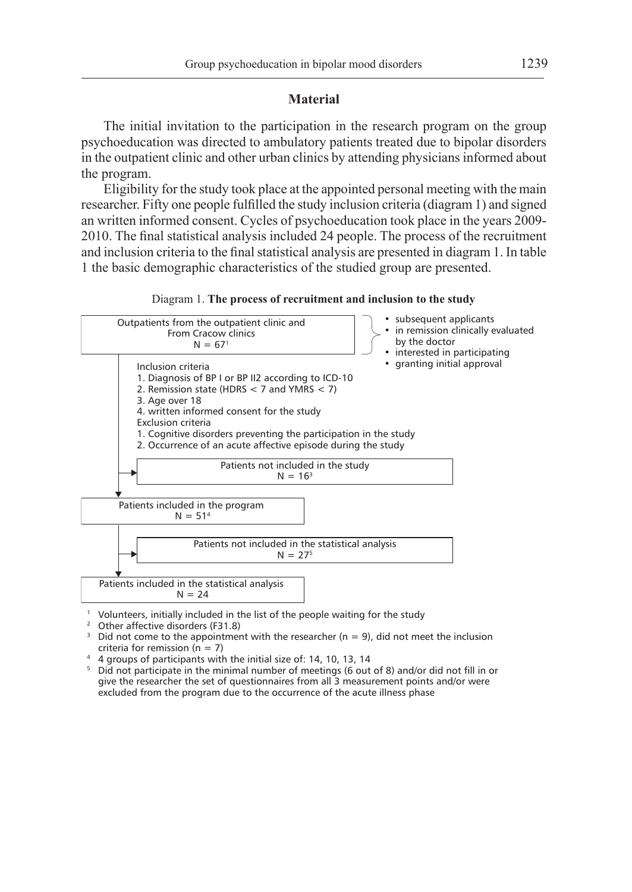## Material

The initial invitation to the participation in the research program on the group psychoeducation was directed to ambulatory patients treated due to bipolar disorders in the outpatient clinic and other urban clinics by attending physicians informed about the program.

Eligibility for the study took place at the appointed personal meeting with the main researcher. Fifty one people fulfilled the study inclusion criteria (diagram 1) and signed an written informed consent. Cycles of psychoeducation took place in the years 2009-2010. The final statistical analysis included 24 people. The process of the recruitment and inclusion criteria to the final statistical analysis are presented in diagram 1. In table 1 the basic demographic characteristics of the studied group are presented.

Diagram 1. **The process of recruitment and inclusion to the study**

Outpatients from the outpatient clinic and From Cracow clinics
N = 67[1]

- subsequent applicants
- in remission clinically evaluated by the doctor
- interested in participating
- granting initial approval

Inclusion criteria
1. Diagnosis of BP I or BP II[2] according to ICD-10
2. Remission state (HDRS < 7 and YMRS < 7)
3. Age over 18
4. written informed consent for the study

Exclusion criteria
1. Cognitive disorders preventing the participation in the study
2. Occurrence of an acute affective episode during the study

Patients not included in the study
N = 16[3]

Patients included in the program
N = 51[4]

Patients not included in the statistical analysis
N = 27[5]

Patients included in the statistical analysis
N = 24

[1] Volunteers, initially included in the list of the people waiting for the study
[2] Other affective disorders (F31.8)
[3] Did not come to the appointment with the researcher (n = 9), did not meet the inclusion criteria for remission (n = 7)
[4] 4 groups of participants with the initial size of: 14, 10, 13, 14
[5] Did not participate in the minimal number of meetings (6 out of 8) and/or did not fill in or give the researcher the set of questionnaires from all 3 measurement points and/or were excluded from the program due to the occurrence of the acute illness phase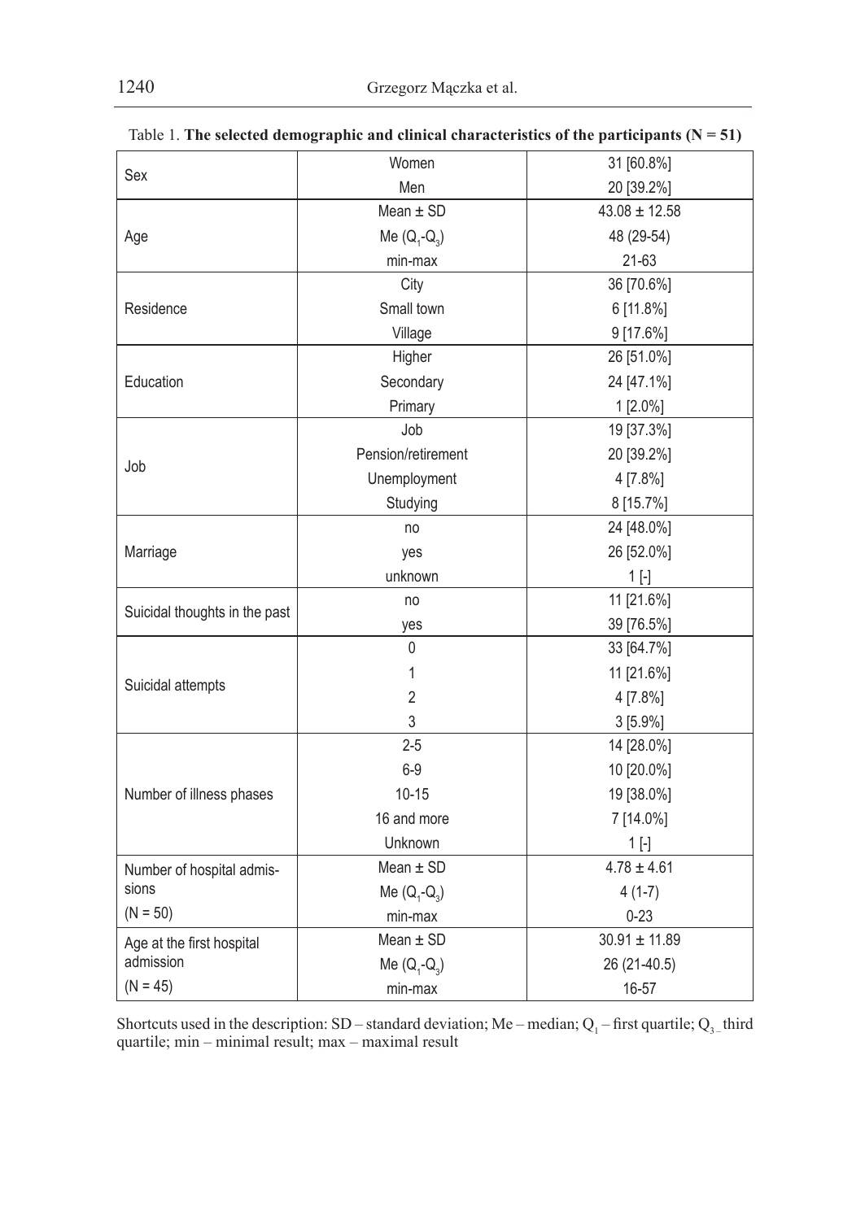Table 1. **The selected demographic and clinical characteristics of the participants (N = 51)**

| | | |
|---|---|---|
| Sex | Women | 31 [60.8%] |
| | Men | 20 [39.2%] |
| Age | Mean ± SD | 43.08 ± 12.58 |
| | Me ($Q_1$-$Q_3$) | 48 (29-54) |
| | min-max | 21-63 |
| Residence | City | 36 [70.6%] |
| | Small town | 6 [11.8%] |
| | Village | 9 [17.6%] |
| Education | Higher | 26 [51.0%] |
| | Secondary | 24 [47.1%] |
| | Primary | 1 [2.0%] |
| Job | Job | 19 [37.3%] |
| | Pension/retirement | 20 [39.2%] |
| | Unemployment | 4 [7.8%] |
| | Studying | 8 [15.7%] |
| Marriage | no | 24 [48.0%] |
| | yes | 26 [52.0%] |
| | unknown | 1 [-] |
| Suicidal thoughts in the past | no | 11 [21.6%] |
| | yes | 39 [76.5%] |
| Suicidal attempts | 0 | 33 [64.7%] |
| | 1 | 11 [21.6%] |
| | 2 | 4 [7.8%] |
| | 3 | 3 [5.9%] |
| Number of illness phases | 2-5 | 14 [28.0%] |
| | 6-9 | 10 [20.0%] |
| | 10-15 | 19 [38.0%] |
| | 16 and more | 7 [14.0%] |
| | Unknown | 1 [-] |
| Number of hospital admissions (N = 50) | Mean ± SD | 4.78 ± 4.61 |
| | Me ($Q_1$-$Q_3$) | 4 (1-7) |
| | min-max | 0-23 |
| Age at the first hospital admission (N = 45) | Mean ± SD | 30.91 ± 11.89 |
| | Me ($Q_1$-$Q_3$) | 26 (21-40.5) |
| | min-max | 16-57 |

Shortcuts used in the description: SD – standard deviation; Me – median; $Q_1$ – first quartile; $Q_3$ – third quartile; min – minimal result; max – maximal result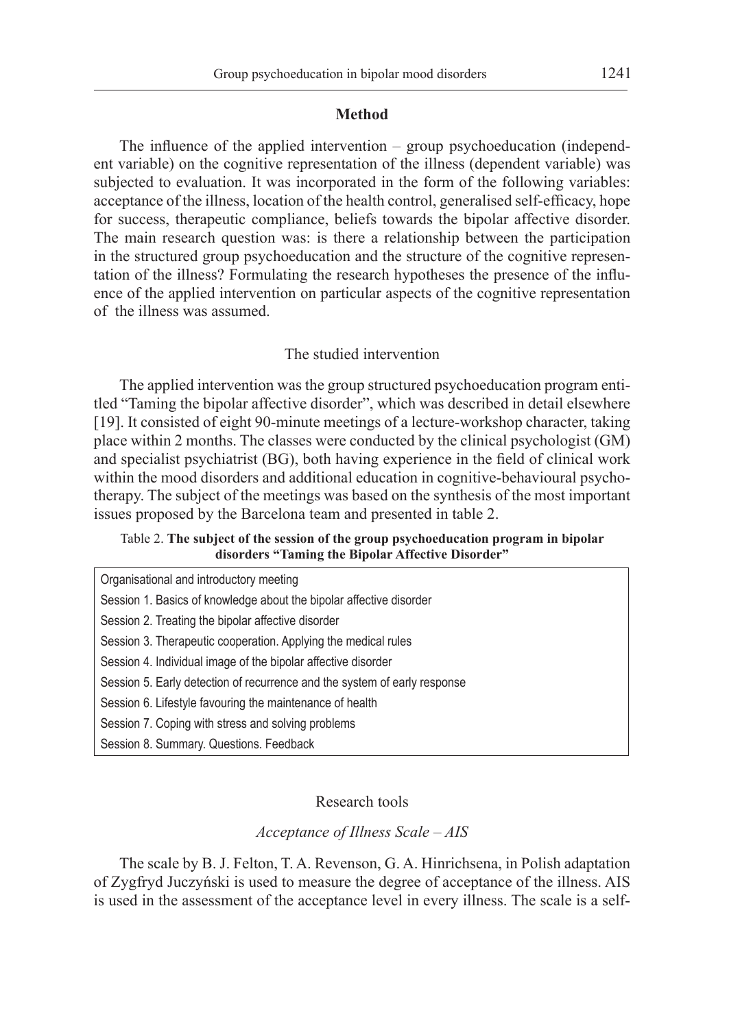## Method

The influence of the applied intervention – group psychoeducation (independent variable) on the cognitive representation of the illness (dependent variable) was subjected to evaluation. It was incorporated in the form of the following variables: acceptance of the illness, location of the health control, generalised self-efficacy, hope for success, therapeutic compliance, beliefs towards the bipolar affective disorder. The main research question was: is there a relationship between the participation in the structured group psychoeducation and the structure of the cognitive representation of the illness? Formulating the research hypotheses the presence of the influence of the applied intervention on particular aspects of the cognitive representation of the illness was assumed.

### The studied intervention

The applied intervention was the group structured psychoeducation program entitled "Taming the bipolar affective disorder", which was described in detail elsewhere [19]. It consisted of eight 90-minute meetings of a lecture-workshop character, taking place within 2 months. The classes were conducted by the clinical psychologist (GM) and specialist psychiatrist (BG), both having experience in the field of clinical work within the mood disorders and additional education in cognitive-behavioural psychotherapy. The subject of the meetings was based on the synthesis of the most important issues proposed by the Barcelona team and presented in table 2.

Table 2. **The subject of the session of the group psychoeducation program in bipolar disorders "Taming the Bipolar Affective Disorder"**

| |
|---|
| Organisational and introductory meeting |
| Session 1. Basics of knowledge about the bipolar affective disorder |
| Session 2. Treating the bipolar affective disorder |
| Session 3. Therapeutic cooperation. Applying the medical rules |
| Session 4. Individual image of the bipolar affective disorder |
| Session 5. Early detection of recurrence and the system of early response |
| Session 6. Lifestyle favouring the maintenance of health |
| Session 7. Coping with stress and solving problems |
| Session 8. Summary. Questions. Feedback |

### Research tools

#### *Acceptance of Illness Scale – AIS*

The scale by B. J. Felton, T. A. Revenson, G. A. Hinrichsena, in Polish adaptation of Zygfryd Juczyński is used to measure the degree of acceptance of the illness. AIS is used in the assessment of the acceptance level in every illness. The scale is a self-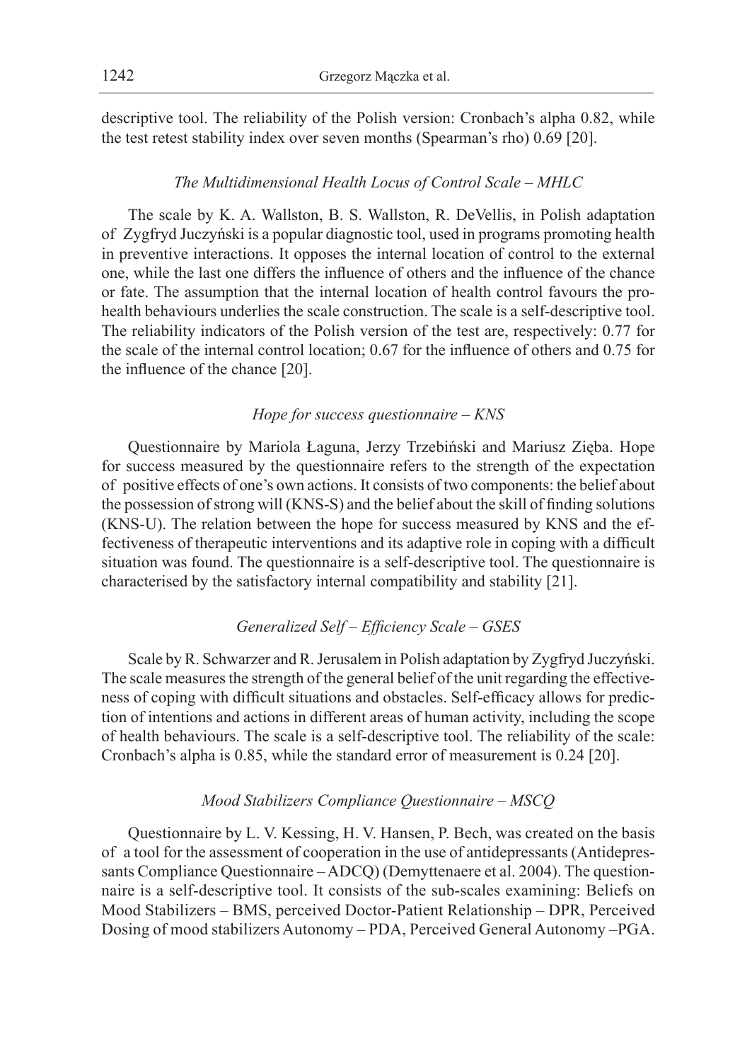descriptive tool. The reliability of the Polish version: Cronbach's alpha 0.82, while the test retest stability index over seven months (Spearman's rho) 0.69 [20].

### *The Multidimensional Health Locus of Control Scale – MHLC*

The scale by K. A. Wallston, B. S. Wallston, R. DeVellis, in Polish adaptation of Zygfryd Juczyński is a popular diagnostic tool, used in programs promoting health in preventive interactions. It opposes the internal location of control to the external one, while the last one differs the influence of others and the influence of the chance or fate. The assumption that the internal location of health control favours the pro-health behaviours underlies the scale construction. The scale is a self-descriptive tool. The reliability indicators of the Polish version of the test are, respectively: 0.77 for the scale of the internal control location; 0.67 for the influence of others and 0.75 for the influence of the chance [20].

### *Hope for success questionnaire – KNS*

Questionnaire by Mariola Łaguna, Jerzy Trzebiński and Mariusz Zięba. Hope for success measured by the questionnaire refers to the strength of the expectation of positive effects of one's own actions. It consists of two components: the belief about the possession of strong will (KNS-S) and the belief about the skill of finding solutions (KNS-U). The relation between the hope for success measured by KNS and the effectiveness of therapeutic interventions and its adaptive role in coping with a difficult situation was found. The questionnaire is a self-descriptive tool. The questionnaire is characterised by the satisfactory internal compatibility and stability [21].

### *Generalized Self – Efficiency Scale – GSES*

Scale by R. Schwarzer and R. Jerusalem in Polish adaptation by Zygfryd Juczyński. The scale measures the strength of the general belief of the unit regarding the effectiveness of coping with difficult situations and obstacles. Self-efficacy allows for prediction of intentions and actions in different areas of human activity, including the scope of health behaviours. The scale is a self-descriptive tool. The reliability of the scale: Cronbach's alpha is 0.85, while the standard error of measurement is 0.24 [20].

### *Mood Stabilizers Compliance Questionnaire – MSCQ*

Questionnaire by L. V. Kessing, H. V. Hansen, P. Bech, was created on the basis of a tool for the assessment of cooperation in the use of antidepressants (Antidepressants Compliance Questionnaire – ADCQ) (Demyttenaere et al. 2004). The questionnaire is a self-descriptive tool. It consists of the sub-scales examining: Beliefs on Mood Stabilizers – BMS, perceived Doctor-Patient Relationship – DPR, Perceived Dosing of mood stabilizers Autonomy – PDA, Perceived General Autonomy –PGA.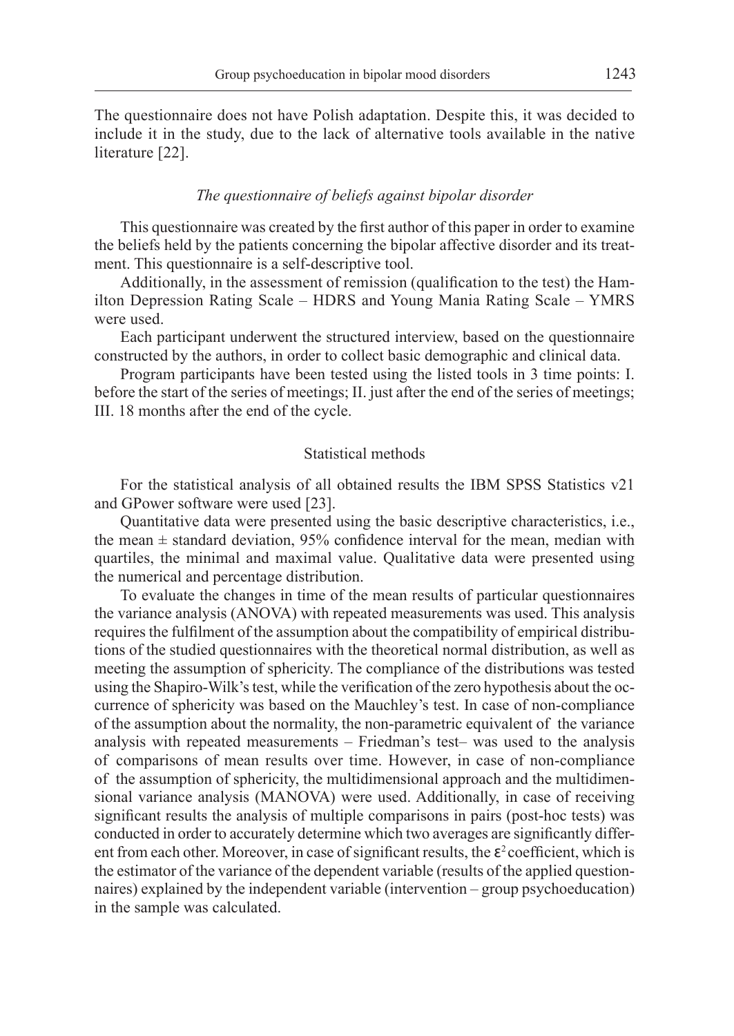The questionnaire does not have Polish adaptation. Despite this, it was decided to include it in the study, due to the lack of alternative tools available in the native literature [22].

### *The questionnaire of beliefs against bipolar disorder*

This questionnaire was created by the first author of this paper in order to examine the beliefs held by the patients concerning the bipolar affective disorder and its treatment. This questionnaire is a self-descriptive tool.

Additionally, in the assessment of remission (qualification to the test) the Hamilton Depression Rating Scale – HDRS and Young Mania Rating Scale – YMRS were used.

Each participant underwent the structured interview, based on the questionnaire constructed by the authors, in order to collect basic demographic and clinical data.

Program participants have been tested using the listed tools in 3 time points: I. before the start of the series of meetings; II. just after the end of the series of meetings; III. 18 months after the end of the cycle.

## Statistical methods

For the statistical analysis of all obtained results the IBM SPSS Statistics v21 and GPower software were used [23].

Quantitative data were presented using the basic descriptive characteristics, i.e., the mean ± standard deviation, 95% confidence interval for the mean, median with quartiles, the minimal and maximal value. Qualitative data were presented using the numerical and percentage distribution.

To evaluate the changes in time of the mean results of particular questionnaires the variance analysis (ANOVA) with repeated measurements was used. This analysis requires the fulfilment of the assumption about the compatibility of empirical distributions of the studied questionnaires with the theoretical normal distribution, as well as meeting the assumption of sphericity. The compliance of the distributions was tested using the Shapiro-Wilk's test, while the verification of the zero hypothesis about the occurrence of sphericity was based on the Mauchley's test. In case of non-compliance of the assumption about the normality, the non-parametric equivalent of the variance analysis with repeated measurements – Friedman's test– was used to the analysis of comparisons of mean results over time. However, in case of non-compliance of the assumption of sphericity, the multidimensional approach and the multidimensional variance analysis (MANOVA) were used. Additionally, in case of receiving significant results the analysis of multiple comparisons in pairs (post-hoc tests) was conducted in order to accurately determine which two averages are significantly different from each other. Moreover, in case of significant results, the $\varepsilon^2$ coefficient, which is the estimator of the variance of the dependent variable (results of the applied questionnaires) explained by the independent variable (intervention – group psychoeducation) in the sample was calculated.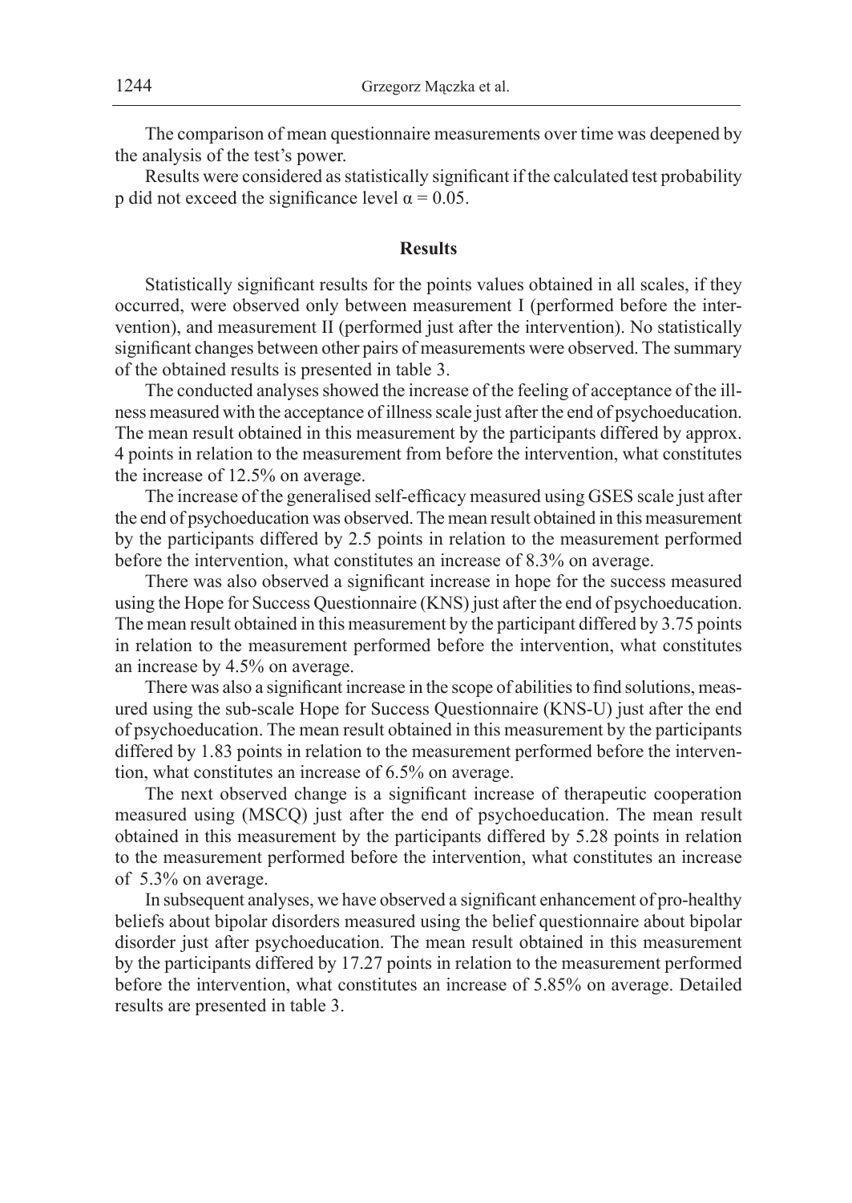The comparison of mean questionnaire measurements over time was deepened by the analysis of the test's power.

Results were considered as statistically significant if the calculated test probability p did not exceed the significance level $\alpha = 0.05$.

## Results

Statistically significant results for the points values obtained in all scales, if they occurred, were observed only between measurement I (performed before the intervention), and measurement II (performed just after the intervention). No statistically significant changes between other pairs of measurements were observed. The summary of the obtained results is presented in table 3.

The conducted analyses showed the increase of the feeling of acceptance of the illness measured with the acceptance of illness scale just after the end of psychoeducation. The mean result obtained in this measurement by the participants differed by approx. 4 points in relation to the measurement from before the intervention, what constitutes the increase of 12.5% on average.

The increase of the generalised self-efficacy measured using GSES scale just after the end of psychoeducation was observed. The mean result obtained in this measurement by the participants differed by 2.5 points in relation to the measurement performed before the intervention, what constitutes an increase of 8.3% on average.

There was also observed a significant increase in hope for the success measured using the Hope for Success Questionnaire (KNS) just after the end of psychoeducation. The mean result obtained in this measurement by the participant differed by 3.75 points in relation to the measurement performed before the intervention, what constitutes an increase by 4.5% on average.

There was also a significant increase in the scope of abilities to find solutions, measured using the sub-scale Hope for Success Questionnaire (KNS-U) just after the end of psychoeducation. The mean result obtained in this measurement by the participants differed by 1.83 points in relation to the measurement performed before the intervention, what constitutes an increase of 6.5% on average.

The next observed change is a significant increase of therapeutic cooperation measured using (MSCQ) just after the end of psychoeducation. The mean result obtained in this measurement by the participants differed by 5.28 points in relation to the measurement performed before the intervention, what constitutes an increase of 5.3% on average.

In subsequent analyses, we have observed a significant enhancement of pro-healthy beliefs about bipolar disorders measured using the belief questionnaire about bipolar disorder just after psychoeducation. The mean result obtained in this measurement by the participants differed by 17.27 points in relation to the measurement performed before the intervention, what constitutes an increase of 5.85% on average. Detailed results are presented in table 3.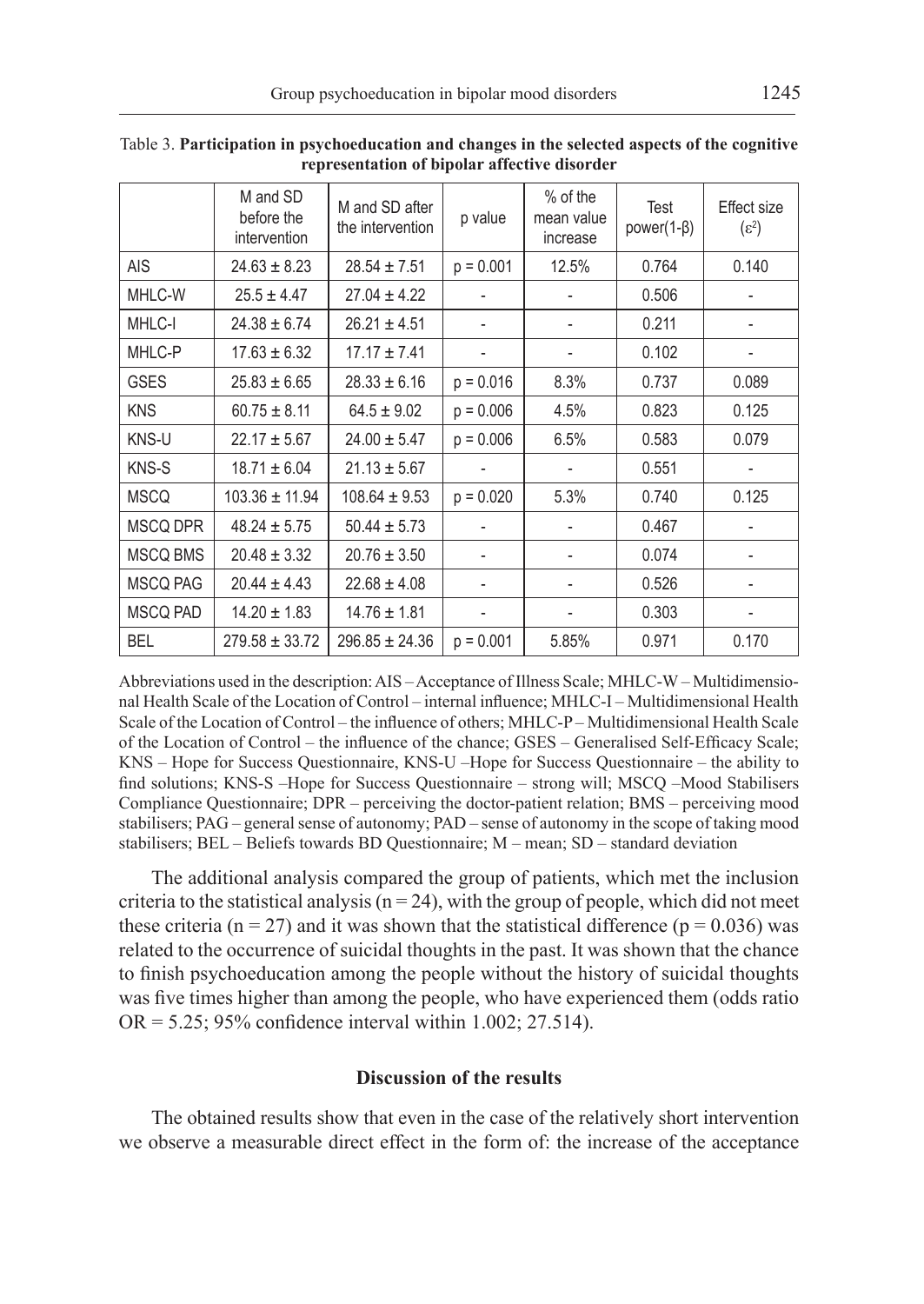Table 3. **Participation in psychoeducation and changes in the selected aspects of the cognitive representation of bipolar affective disorder**

| | M and SD before the intervention | M and SD after the intervention | p value | % of the mean value increase | Test power(1-β) | Effect size ($\varepsilon^2$) |
|---|---|---|---|---|---|---|
| AIS | 24.63 ± 8.23 | 28.54 ± 7.51 | p = 0.001 | 12.5% | 0.764 | 0.140 |
| MHLC-W | 25.5 ± 4.47 | 27.04 ± 4.22 | - | - | 0.506 | - |
| MHLC-I | 24.38 ± 6.74 | 26.21 ± 4.51 | - | - | 0.211 | - |
| MHLC-P | 17.63 ± 6.32 | 17.17 ± 7.41 | - | - | 0.102 | - |
| GSES | 25.83 ± 6.65 | 28.33 ± 6.16 | p = 0.016 | 8.3% | 0.737 | 0.089 |
| KNS | 60.75 ± 8.11 | 64.5 ± 9.02 | p = 0.006 | 4.5% | 0.823 | 0.125 |
| KNS-U | 22.17 ± 5.67 | 24.00 ± 5.47 | p = 0.006 | 6.5% | 0.583 | 0.079 |
| KNS-S | 18.71 ± 6.04 | 21.13 ± 5.67 | - | - | 0.551 | - |
| MSCQ | 103.36 ± 11.94 | 108.64 ± 9.53 | p = 0.020 | 5.3% | 0.740 | 0.125 |
| MSCQ DPR | 48.24 ± 5.75 | 50.44 ± 5.73 | - | - | 0.467 | - |
| MSCQ BMS | 20.48 ± 3.32 | 20.76 ± 3.50 | - | - | 0.074 | - |
| MSCQ PAG | 20.44 ± 4.43 | 22.68 ± 4.08 | - | - | 0.526 | - |
| MSCQ PAD | 14.20 ± 1.83 | 14.76 ± 1.81 | - | - | 0.303 | - |
| BEL | 279.58 ± 33.72 | 296.85 ± 24.36 | p = 0.001 | 5.85% | 0.971 | 0.170 |

Abbreviations used in the description: AIS – Acceptance of Illness Scale; MHLC-W – Multidimensional Health Scale of the Location of Control – internal influence; MHLC-I – Multidimensional Health Scale of the Location of Control – the influence of others; MHLC-P – Multidimensional Health Scale of the Location of Control – the influence of the chance; GSES – Generalised Self-Efficacy Scale; KNS – Hope for Success Questionnaire, KNS-U –Hope for Success Questionnaire – the ability to find solutions; KNS-S –Hope for Success Questionnaire – strong will; MSCQ –Mood Stabilisers Compliance Questionnaire; DPR – perceiving the doctor-patient relation; BMS – perceiving mood stabilisers; PAG – general sense of autonomy; PAD – sense of autonomy in the scope of taking mood stabilisers; BEL – Beliefs towards BD Questionnaire; M – mean; SD – standard deviation

The additional analysis compared the group of patients, which met the inclusion criteria to the statistical analysis ($n = 24$), with the group of people, which did not meet these criteria ($n = 27$) and it was shown that the statistical difference ($p = 0.036$) was related to the occurrence of suicidal thoughts in the past. It was shown that the chance to finish psychoeducation among the people without the history of suicidal thoughts was five times higher than among the people, who have experienced them (odds ratio OR = 5.25; 95% confidence interval within 1.002; 27.514).

## Discussion of the results

The obtained results show that even in the case of the relatively short intervention we observe a measurable direct effect in the form of: the increase of the acceptance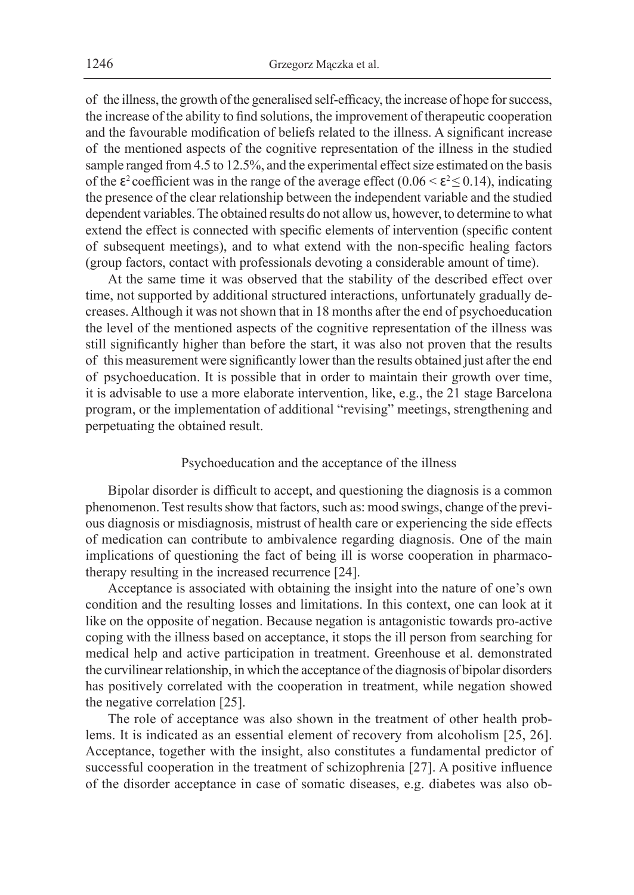of the illness, the growth of the generalised self-efficacy, the increase of hope for success, the increase of the ability to find solutions, the improvement of therapeutic cooperation and the favourable modification of beliefs related to the illness. A significant increase of the mentioned aspects of the cognitive representation of the illness in the studied sample ranged from 4.5 to 12.5%, and the experimental effect size estimated on the basis of the $\varepsilon^2$ coefficient was in the range of the average effect ($0.06 < \varepsilon^2 \leq 0.14$), indicating the presence of the clear relationship between the independent variable and the studied dependent variables. The obtained results do not allow us, however, to determine to what extend the effect is connected with specific elements of intervention (specific content of subsequent meetings), and to what extend with the non-specific healing factors (group factors, contact with professionals devoting a considerable amount of time).

At the same time it was observed that the stability of the described effect over time, not supported by additional structured interactions, unfortunately gradually decreases. Although it was not shown that in 18 months after the end of psychoeducation the level of the mentioned aspects of the cognitive representation of the illness was still significantly higher than before the start, it was also not proven that the results of this measurement were significantly lower than the results obtained just after the end of psychoeducation. It is possible that in order to maintain their growth over time, it is advisable to use a more elaborate intervention, like, e.g., the 21 stage Barcelona program, or the implementation of additional "revising" meetings, strengthening and perpetuating the obtained result.

## Psychoeducation and the acceptance of the illness

Bipolar disorder is difficult to accept, and questioning the diagnosis is a common phenomenon. Test results show that factors, such as: mood swings, change of the previous diagnosis or misdiagnosis, mistrust of health care or experiencing the side effects of medication can contribute to ambivalence regarding diagnosis. One of the main implications of questioning the fact of being ill is worse cooperation in pharmacotherapy resulting in the increased recurrence [24].

Acceptance is associated with obtaining the insight into the nature of one's own condition and the resulting losses and limitations. In this context, one can look at it like on the opposite of negation. Because negation is antagonistic towards pro-active coping with the illness based on acceptance, it stops the ill person from searching for medical help and active participation in treatment. Greenhouse et al. demonstrated the curvilinear relationship, in which the acceptance of the diagnosis of bipolar disorders has positively correlated with the cooperation in treatment, while negation showed the negative correlation [25].

The role of acceptance was also shown in the treatment of other health problems. It is indicated as an essential element of recovery from alcoholism [25, 26]. Acceptance, together with the insight, also constitutes a fundamental predictor of successful cooperation in the treatment of schizophrenia [27]. A positive influence of the disorder acceptance in case of somatic diseases, e.g. diabetes was also ob-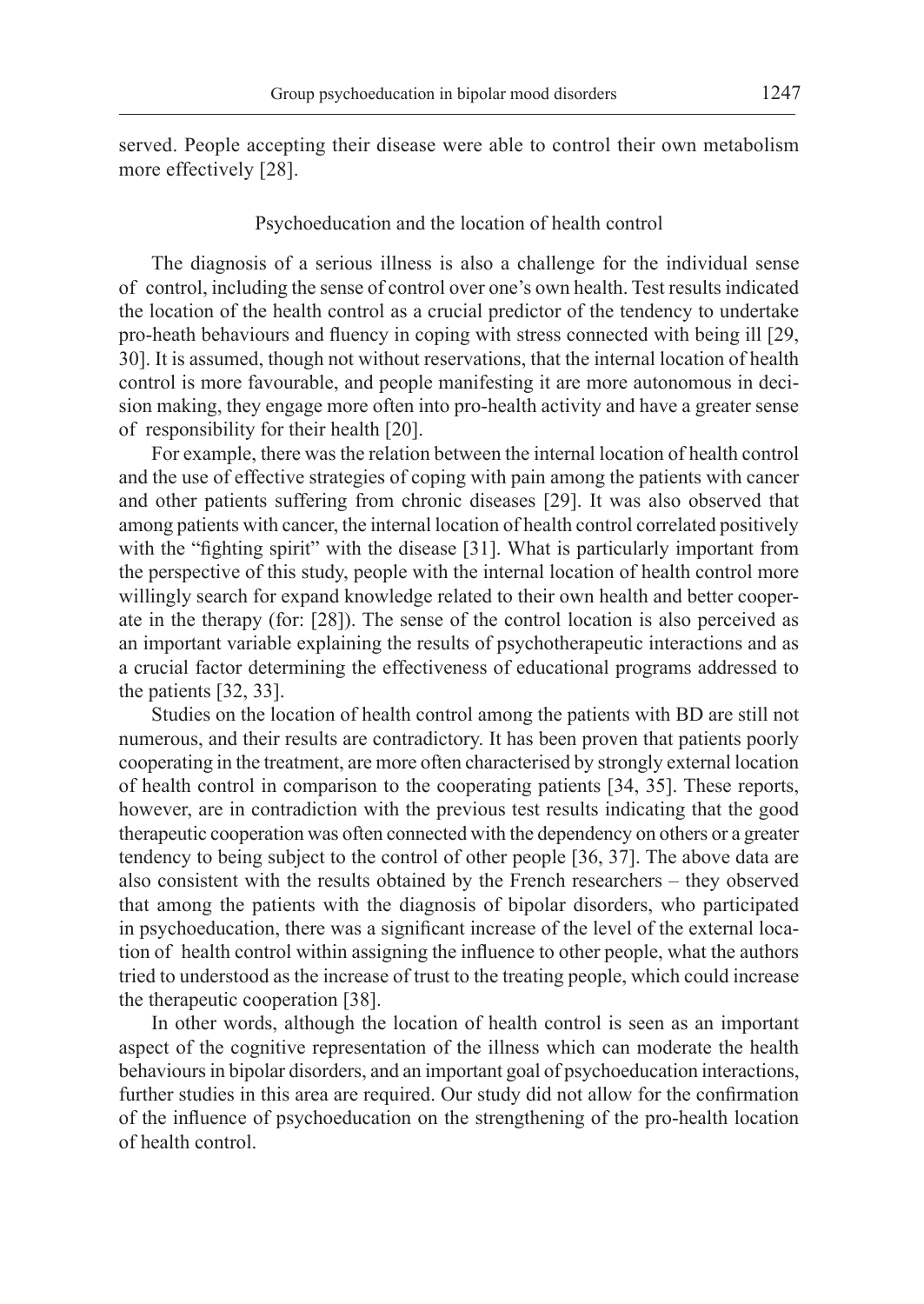served. People accepting their disease were able to control their own metabolism more effectively [28].

## Psychoeducation and the location of health control

The diagnosis of a serious illness is also a challenge for the individual sense of control, including the sense of control over one's own health. Test results indicated the location of the health control as a crucial predictor of the tendency to undertake pro-heath behaviours and fluency in coping with stress connected with being ill [29, 30]. It is assumed, though not without reservations, that the internal location of health control is more favourable, and people manifesting it are more autonomous in decision making, they engage more often into pro-health activity and have a greater sense of responsibility for their health [20].

For example, there was the relation between the internal location of health control and the use of effective strategies of coping with pain among the patients with cancer and other patients suffering from chronic diseases [29]. It was also observed that among patients with cancer, the internal location of health control correlated positively with the "fighting spirit" with the disease [31]. What is particularly important from the perspective of this study, people with the internal location of health control more willingly search for expand knowledge related to their own health and better cooperate in the therapy (for: [28]). The sense of the control location is also perceived as an important variable explaining the results of psychotherapeutic interactions and as a crucial factor determining the effectiveness of educational programs addressed to the patients [32, 33].

Studies on the location of health control among the patients with BD are still not numerous, and their results are contradictory. It has been proven that patients poorly cooperating in the treatment, are more often characterised by strongly external location of health control in comparison to the cooperating patients [34, 35]. These reports, however, are in contradiction with the previous test results indicating that the good therapeutic cooperation was often connected with the dependency on others or a greater tendency to being subject to the control of other people [36, 37]. The above data are also consistent with the results obtained by the French researchers – they observed that among the patients with the diagnosis of bipolar disorders, who participated in psychoeducation, there was a significant increase of the level of the external location of health control within assigning the influence to other people, what the authors tried to understood as the increase of trust to the treating people, which could increase the therapeutic cooperation [38].

In other words, although the location of health control is seen as an important aspect of the cognitive representation of the illness which can moderate the health behaviours in bipolar disorders, and an important goal of psychoeducation interactions, further studies in this area are required. Our study did not allow for the confirmation of the influence of psychoeducation on the strengthening of the pro-health location of health control.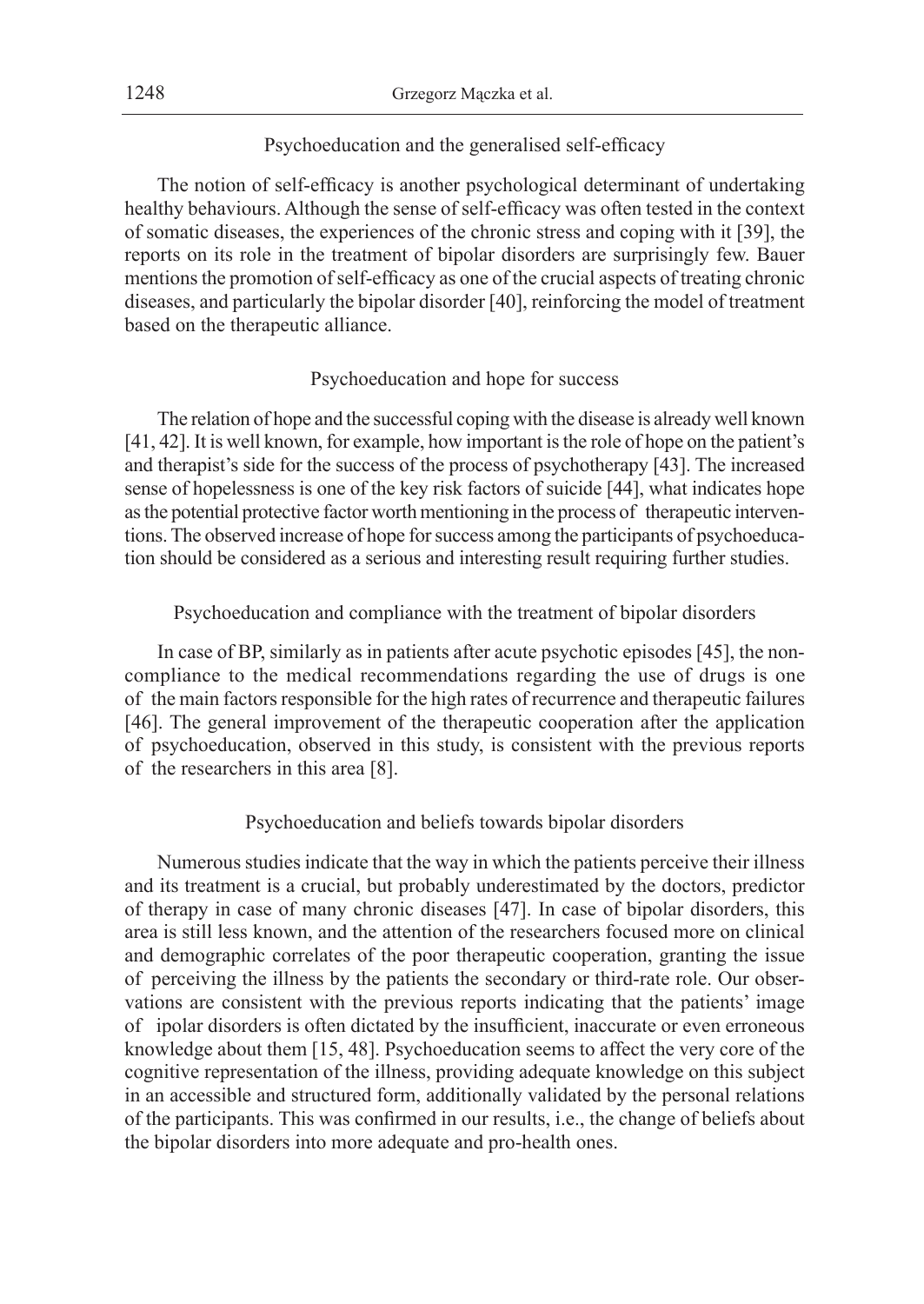### Psychoeducation and the generalised self-efficacy

The notion of self-efficacy is another psychological determinant of undertaking healthy behaviours. Although the sense of self-efficacy was often tested in the context of somatic diseases, the experiences of the chronic stress and coping with it [39], the reports on its role in the treatment of bipolar disorders are surprisingly few. Bauer mentions the promotion of self-efficacy as one of the crucial aspects of treating chronic diseases, and particularly the bipolar disorder [40], reinforcing the model of treatment based on the therapeutic alliance.

### Psychoeducation and hope for success

The relation of hope and the successful coping with the disease is already well known [41, 42]. It is well known, for example, how important is the role of hope on the patient's and therapist's side for the success of the process of psychotherapy [43]. The increased sense of hopelessness is one of the key risk factors of suicide [44], what indicates hope as the potential protective factor worth mentioning in the process of therapeutic interventions. The observed increase of hope for success among the participants of psychoeducation should be considered as a serious and interesting result requiring further studies.

### Psychoeducation and compliance with the treatment of bipolar disorders

In case of BP, similarly as in patients after acute psychotic episodes [45], the non-compliance to the medical recommendations regarding the use of drugs is one of the main factors responsible for the high rates of recurrence and therapeutic failures [46]. The general improvement of the therapeutic cooperation after the application of psychoeducation, observed in this study, is consistent with the previous reports of the researchers in this area [8].

### Psychoeducation and beliefs towards bipolar disorders

Numerous studies indicate that the way in which the patients perceive their illness and its treatment is a crucial, but probably underestimated by the doctors, predictor of therapy in case of many chronic diseases [47]. In case of bipolar disorders, this area is still less known, and the attention of the researchers focused more on clinical and demographic correlates of the poor therapeutic cooperation, granting the issue of perceiving the illness by the patients the secondary or third-rate role. Our observations are consistent with the previous reports indicating that the patients' image of ipolar disorders is often dictated by the insufficient, inaccurate or even erroneous knowledge about them [15, 48]. Psychoeducation seems to affect the very core of the cognitive representation of the illness, providing adequate knowledge on this subject in an accessible and structured form, additionally validated by the personal relations of the participants. This was confirmed in our results, i.e., the change of beliefs about the bipolar disorders into more adequate and pro-health ones.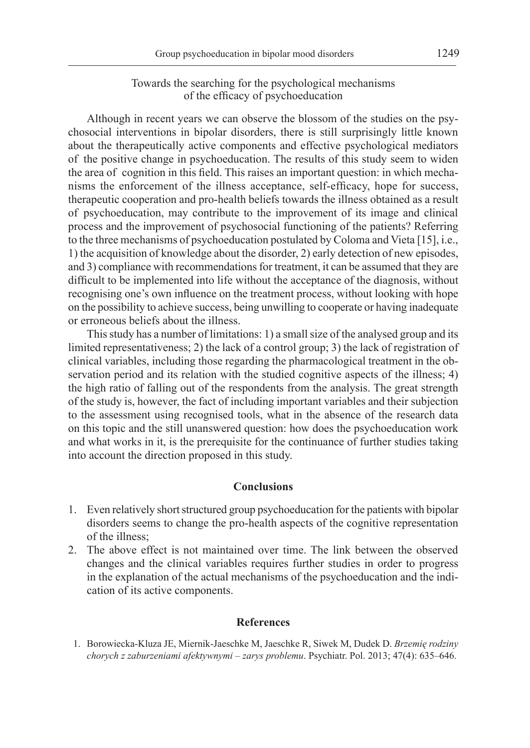## Towards the searching for the psychological mechanisms of the efficacy of psychoeducation

Although in recent years we can observe the blossom of the studies on the psychosocial interventions in bipolar disorders, there is still surprisingly little known about the therapeutically active components and effective psychological mediators of the positive change in psychoeducation. The results of this study seem to widen the area of cognition in this field. This raises an important question: in which mechanisms the enforcement of the illness acceptance, self-efficacy, hope for success, therapeutic cooperation and pro-health beliefs towards the illness obtained as a result of psychoeducation, may contribute to the improvement of its image and clinical process and the improvement of psychosocial functioning of the patients? Referring to the three mechanisms of psychoeducation postulated by Coloma and Vieta [15], i.e., 1) the acquisition of knowledge about the disorder, 2) early detection of new episodes, and 3) compliance with recommendations for treatment, it can be assumed that they are difficult to be implemented into life without the acceptance of the diagnosis, without recognising one's own influence on the treatment process, without looking with hope on the possibility to achieve success, being unwilling to cooperate or having inadequate or erroneous beliefs about the illness.

This study has a number of limitations: 1) a small size of the analysed group and its limited representativeness; 2) the lack of a control group; 3) the lack of registration of clinical variables, including those regarding the pharmacological treatment in the observation period and its relation with the studied cognitive aspects of the illness; 4) the high ratio of falling out of the respondents from the analysis. The great strength of the study is, however, the fact of including important variables and their subjection to the assessment using recognised tools, what in the absence of the research data on this topic and the still unanswered question: how does the psychoeducation work and what works in it, is the prerequisite for the continuance of further studies taking into account the direction proposed in this study.

## Conclusions

1. Even relatively short structured group psychoeducation for the patients with bipolar disorders seems to change the pro-health aspects of the cognitive representation of the illness;
2. The above effect is not maintained over time. The link between the observed changes and the clinical variables requires further studies in order to progress in the explanation of the actual mechanisms of the psychoeducation and the indication of its active components.

## References

1. Borowiecka-Kluza JE, Miernik-Jaeschke M, Jaeschke R, Siwek M, Dudek D. *Brzemię rodziny chorych z zaburzeniami afektywnymi – zarys problemu*. Psychiatr. Pol. 2013; 47(4): 635–646.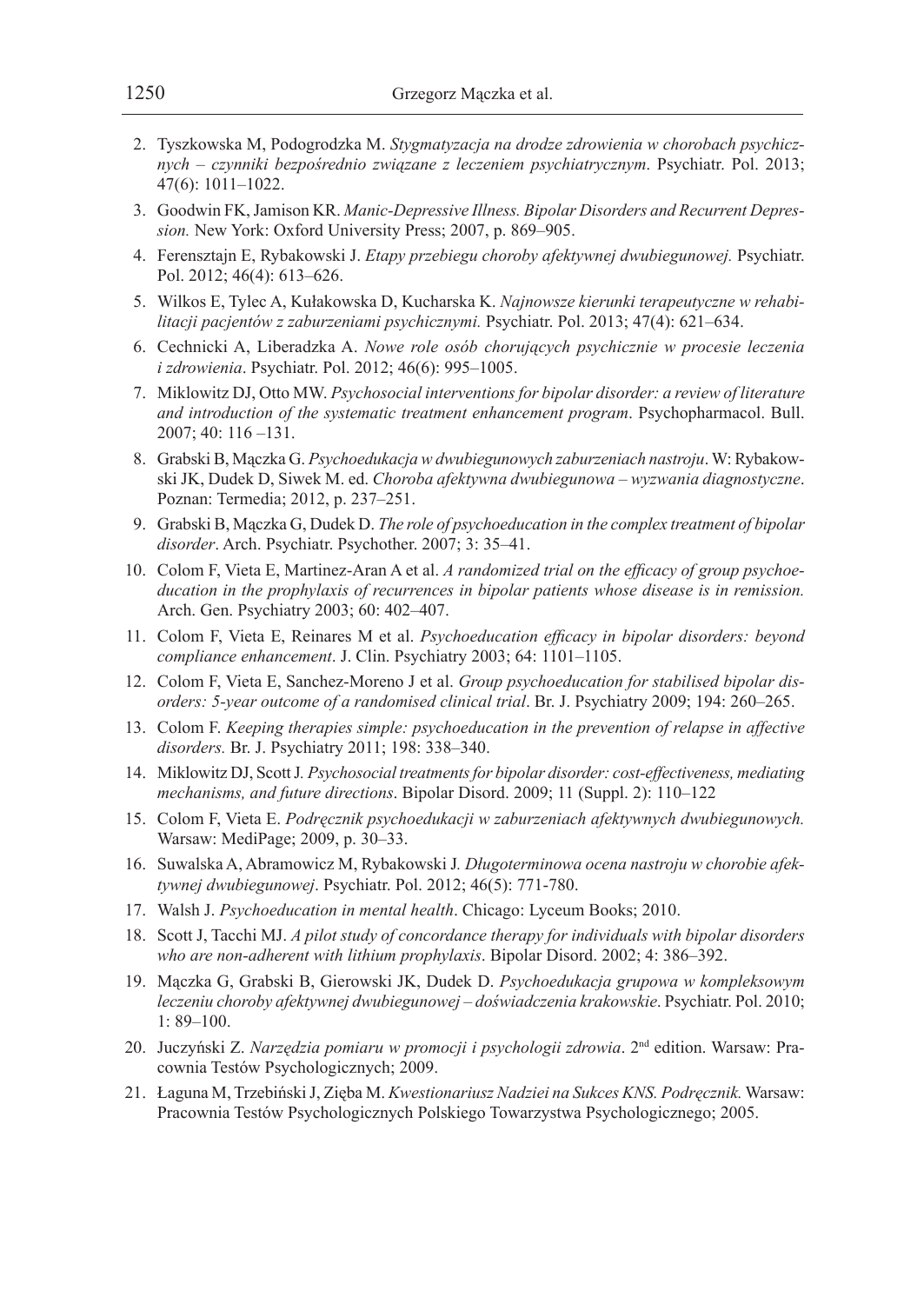2. Tyszkowska M, Podogrodzka M. *Stygmatyzacja na drodze zdrowienia w chorobach psychicznych – czynniki bezpośrednio związane z leczeniem psychiatrycznym*. Psychiatr. Pol. 2013; 47(6): 1011–1022.
3. Goodwin FK, Jamison KR. *Manic-Depressive Illness. Bipolar Disorders and Recurrent Depression.* New York: Oxford University Press; 2007, p. 869–905.
4. Ferensztajn E, Rybakowski J. *Etapy przebiegu choroby afektywnej dwubiegunowej.* Psychiatr. Pol. 2012; 46(4): 613–626.
5. Wilkos E, Tylec A, Kułakowska D, Kucharska K. *Najnowsze kierunki terapeutyczne w rehabilitacji pacjentów z zaburzeniami psychicznymi.* Psychiatr. Pol. 2013; 47(4): 621–634.
6. Cechnicki A, Liberadzka A. *Nowe role osób chorujących psychicznie w procesie leczenia i zdrowienia*. Psychiatr. Pol. 2012; 46(6): 995–1005.
7. Miklowitz DJ, Otto MW. *Psychosocial interventions for bipolar disorder: a review of literature and introduction of the systematic treatment enhancement program*. Psychopharmacol. Bull. 2007; 40: 116 –131.
8. Grabski B, Mączka G. *Psychoedukacja w dwubiegunowych zaburzeniach nastroju*. W: Rybakowski JK, Dudek D, Siwek M. ed. *Choroba afektywna dwubiegunowa – wyzwania diagnostyczne*. Poznan: Termedia; 2012, p. 237–251.
9. Grabski B, Mączka G, Dudek D. *The role of psychoeducation in the complex treatment of bipolar disorder*. Arch. Psychiatr. Psychother. 2007; 3: 35–41.
10. Colom F, Vieta E, Martinez-Aran A et al. *A randomized trial on the efficacy of group psychoeducation in the prophylaxis of recurrences in bipolar patients whose disease is in remission.* Arch. Gen. Psychiatry 2003; 60: 402–407.
11. Colom F, Vieta E, Reinares M et al. *Psychoeducation efficacy in bipolar disorders: beyond compliance enhancement*. J. Clin. Psychiatry 2003; 64: 1101–1105.
12. Colom F, Vieta E, Sanchez-Moreno J et al. *Group psychoeducation for stabilised bipolar disorders: 5-year outcome of a randomised clinical trial*. Br. J. Psychiatry 2009; 194: 260–265.
13. Colom F. *Keeping therapies simple: psychoeducation in the prevention of relapse in affective disorders.* Br. J. Psychiatry 2011; 198: 338–340.
14. Miklowitz DJ, Scott J. *Psychosocial treatments for bipolar disorder: cost-effectiveness, mediating mechanisms, and future directions*. Bipolar Disord. 2009; 11 (Suppl. 2): 110–122
15. Colom F, Vieta E. *Podręcznik psychoedukacji w zaburzeniach afektywnych dwubiegunowych.* Warsaw: MediPage; 2009, p. 30–33.
16. Suwalska A, Abramowicz M, Rybakowski J*. Długoterminowa ocena nastroju w chorobie afektywnej dwubiegunowej*. Psychiatr. Pol. 2012; 46(5): 771-780.
17. Walsh J. *Psychoeducation in mental health*. Chicago: Lyceum Books; 2010.
18. Scott J, Tacchi MJ. *A pilot study of concordance therapy for individuals with bipolar disorders who are non-adherent with lithium prophylaxis*. Bipolar Disord. 2002; 4: 386–392.
19. Mączka G, Grabski B, Gierowski JK, Dudek D. *Psychoedukacja grupowa w kompleksowym leczeniu choroby afektywnej dwubiegunowej – doświadczenia krakowskie*. Psychiatr. Pol. 2010; 1: 89–100.
20. Juczyński Z. *Narzędzia pomiaru w promocji i psychologii zdrowia*. 2nd edition. Warsaw: Pracownia Testów Psychologicznych; 2009.
21. Łaguna M, Trzebiński J, Zięba M. *Kwestionariusz Nadziei na Sukces KNS. Podręcznik.* Warsaw: Pracownia Testów Psychologicznych Polskiego Towarzystwa Psychologicznego; 2005.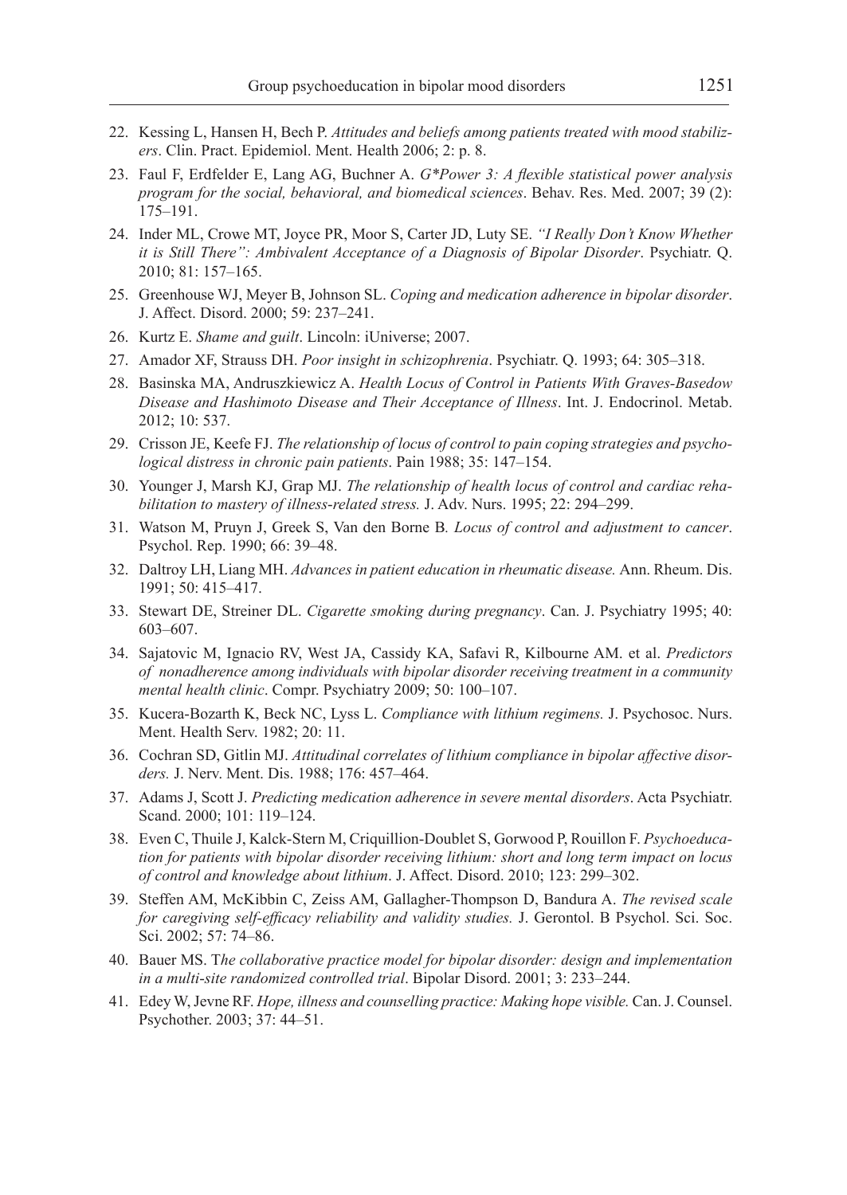22. Kessing L, Hansen H, Bech P. *Attitudes and beliefs among patients treated with mood stabilizers*. Clin. Pract. Epidemiol. Ment. Health 2006; 2: p. 8.
23. Faul F, Erdfelder E, Lang AG, Buchner A. *G*Power 3: A flexible statistical power analysis program for the social, behavioral, and biomedical sciences*. Behav. Res. Med. 2007; 39 (2): 175–191.
24. Inder ML, Crowe MT, Joyce PR, Moor S, Carter JD, Luty SE. *"I Really Don't Know Whether it is Still There": Ambivalent Acceptance of a Diagnosis of Bipolar Disorder*. Psychiatr. Q. 2010; 81: 157–165.
25. Greenhouse WJ, Meyer B, Johnson SL. *Coping and medication adherence in bipolar disorder*. J. Affect. Disord. 2000; 59: 237–241.
26. Kurtz E. *Shame and guilt*. Lincoln: iUniverse; 2007.
27. Amador XF, Strauss DH. *Poor insight in schizophrenia*. Psychiatr. Q. 1993; 64: 305–318.
28. Basinska MA, Andruszkiewicz A. *Health Locus of Control in Patients With Graves-Basedow Disease and Hashimoto Disease and Their Acceptance of Illness*. Int. J. Endocrinol. Metab. 2012; 10: 537.
29. Crisson JE, Keefe FJ. *The relationship of locus of control to pain coping strategies and psychological distress in chronic pain patients*. Pain 1988; 35: 147–154.
30. Younger J, Marsh KJ, Grap MJ. *The relationship of health locus of control and cardiac rehabilitation to mastery of illness-related stress.* J. Adv. Nurs. 1995; 22: 294–299.
31. Watson M, Pruyn J, Greek S, Van den Borne B*. Locus of control and adjustment to cancer*. Psychol. Rep. 1990; 66: 39–48.
32. Daltroy LH, Liang MH. *Advances in patient education in rheumatic disease.* Ann. Rheum. Dis. 1991; 50: 415–417.
33. Stewart DE, Streiner DL. *Cigarette smoking during pregnancy*. Can. J. Psychiatry 1995; 40: 603–607.
34. Sajatovic M, Ignacio RV, West JA, Cassidy KA, Safavi R, Kilbourne AM. et al. *Predictors of nonadherence among individuals with bipolar disorder receiving treatment in a community mental health clinic*. Compr. Psychiatry 2009; 50: 100–107.
35. Kucera-Bozarth K, Beck NC, Lyss L. *Compliance with lithium regimens.* J. Psychosoc. Nurs. Ment. Health Serv. 1982; 20: 11.
36. Cochran SD, Gitlin MJ. *Attitudinal correlates of lithium compliance in bipolar affective disorders.* J. Nerv. Ment. Dis. 1988; 176: 457–464.
37. Adams J, Scott J. *Predicting medication adherence in severe mental disorders*. Acta Psychiatr. Scand. 2000; 101: 119–124.
38. Even C, Thuile J, Kalck-Stern M, Criquillion-Doublet S, Gorwood P, Rouillon F. *Psychoeducation for patients with bipolar disorder receiving lithium: short and long term impact on locus of control and knowledge about lithium*. J. Affect. Disord. 2010; 123: 299–302.
39. Steffen AM, McKibbin C, Zeiss AM, Gallagher-Thompson D, Bandura A. *The revised scale for caregiving self-efficacy reliability and validity studies.* J. Gerontol. B Psychol. Sci. Soc. Sci. 2002; 57: 74–86.
40. Bauer MS. T*he collaborative practice model for bipolar disorder: design and implementation in a multi-site randomized controlled trial*. Bipolar Disord. 2001; 3: 233–244.
41. Edey W, Jevne RF. *Hope, illness and counselling practice: Making hope visible.* Can. J. Counsel. Psychother. 2003; 37: 44–51.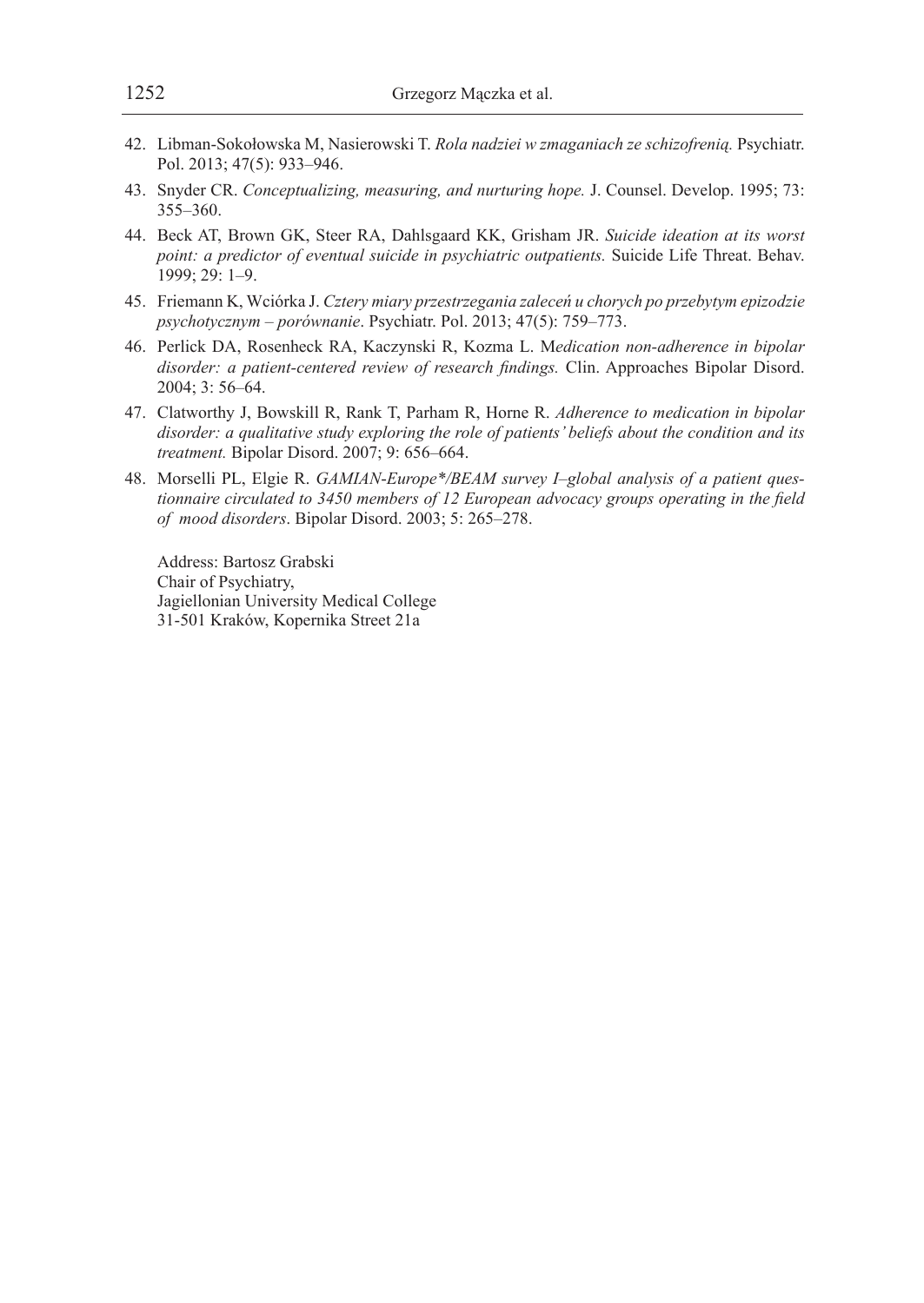42. Libman-Sokołowska M, Nasierowski T. *Rola nadziei w zmaganiach ze schizofrenią.* Psychiatr. Pol. 2013; 47(5): 933–946.
43. Snyder CR. *Conceptualizing, measuring, and nurturing hope.* J. Counsel. Develop. 1995; 73: 355–360.
44. Beck AT, Brown GK, Steer RA, Dahlsgaard KK, Grisham JR. *Suicide ideation at its worst point: a predictor of eventual suicide in psychiatric outpatients.* Suicide Life Threat. Behav. 1999; 29: 1–9.
45. Friemann K, Wciórka J. *Cztery miary przestrzegania zaleceń u chorych po przebytym epizodzie psychotycznym – porównanie*. Psychiatr. Pol. 2013; 47(5): 759–773.
46. Perlick DA, Rosenheck RA, Kaczynski R, Kozma L. M*edication non-adherence in bipolar disorder: a patient-centered review of research findings.* Clin. Approaches Bipolar Disord. 2004; 3: 56–64.
47. Clatworthy J, Bowskill R, Rank T, Parham R, Horne R. *Adherence to medication in bipolar disorder: a qualitative study exploring the role of patients' beliefs about the condition and its treatment.* Bipolar Disord. 2007; 9: 656–664.
48. Morselli PL, Elgie R. *GAMIAN-Europe*/BEAM survey I–global analysis of a patient questionnaire circulated to 3450 members of 12 European advocacy groups operating in the field of mood disorders*. Bipolar Disord. 2003; 5: 265–278.

Address: Bartosz Grabski
Chair of Psychiatry,
Jagiellonian University Medical College
31-501 Kraków, Kopernika Street 21a